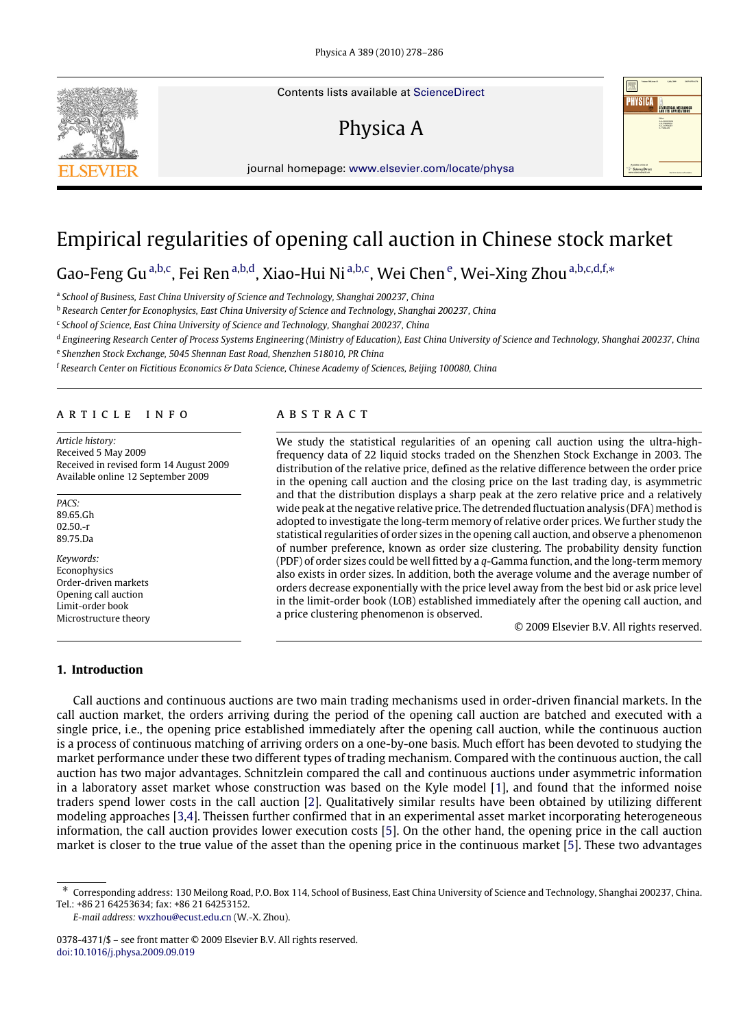Contents lists available at ScienceDirect

# Physica A

journal homepage: www.elsevier.com/locate/physa

# Empirical regularities of opening call auction in Chinese stock market

Gao-Feng Gu [a,b,c], Fei Ren [a,b,d], Xiao-Hui Ni [a,b,c], Wei Chen [e], Wei-Xing Zhou [a,b,c,d,f,*]

[a] School of Business, East China University of Science and Technology, Shanghai 200237, China
[b] Research Center for Econophysics, East China University of Science and Technology, Shanghai 200237, China
[c] School of Science, East China University of Science and Technology, Shanghai 200237, China
[d] Engineering Research Center of Process Systems Engineering (Ministry of Education), East China University of Science and Technology, Shanghai 200237, China
[e] Shenzhen Stock Exchange, 5045 Shennan East Road, Shenzhen 518010, PR China
[f] Research Center on Fictitious Economics & Data Science, Chinese Academy of Sciences, Beijing 100080, China

## ARTICLE INFO

*Article history:*
Received 5 May 2009
Received in revised form 14 August 2009
Available online 12 September 2009

*PACS:*
89.65.Gh
02.50.-r
89.75.Da

*Keywords:*
Econophysics
Order-driven markets
Opening call auction
Limit-order book
Microstructure theory

## ABSTRACT

We study the statistical regularities of an opening call auction using the ultra-high-frequency data of 22 liquid stocks traded on the Shenzhen Stock Exchange in 2003. The distribution of the relative price, defined as the relative difference between the order price in the opening call auction and the closing price on the last trading day, is asymmetric and that the distribution displays a sharp peak at the zero relative price and a relatively wide peak at the negative relative price. The detrended fluctuation analysis (DFA) method is adopted to investigate the long-term memory of relative order prices. We further study the statistical regularities of order sizes in the opening call auction, and observe a phenomenon of number preference, known as order size clustering. The probability density function (PDF) of order sizes could be well fitted by a $q$-Gamma function, and the long-term memory also exists in order sizes. In addition, both the average volume and the average number of orders decrease exponentially with the price level away from the best bid or ask price level in the limit-order book (LOB) established immediately after the opening call auction, and a price clustering phenomenon is observed.

© 2009 Elsevier B.V. All rights reserved.

## 1. Introduction

Call auctions and continuous auctions are two main trading mechanisms used in order-driven financial markets. In the call auction market, the orders arriving during the period of the opening call auction are batched and executed with a single price, i.e., the opening price established immediately after the opening call auction, while the continuous auction is a process of continuous matching of arriving orders on a one-by-one basis. Much effort has been devoted to studying the market performance under these two different types of trading mechanism. Compared with the continuous auction, the call auction has two major advantages. Schnitzlein compared the call and continuous auctions under asymmetric information in a laboratory asset market whose construction was based on the Kyle model [1], and found that the informed noise traders spend lower costs in the call auction [2]. Qualitatively similar results have been obtained by utilizing different modeling approaches [3,4]. Theissen further confirmed that in an experimental asset market incorporating heterogeneous information, the call auction provides lower execution costs [5]. On the other hand, the opening price in the call auction market is closer to the true value of the asset than the opening price in the continuous market [5]. These two advantages

* Corresponding address: 130 Meilong Road, P.O. Box 114, School of Business, East China University of Science and Technology, Shanghai 200237, China. Tel.: +86 21 64253634; fax: +86 21 64253152.
*E-mail address:* wxzhou@ecust.edu.cn (W.-X. Zhou).

0378-4371/$ – see front matter © 2009 Elsevier B.V. All rights reserved.
doi:10.1016/j.physa.2009.09.019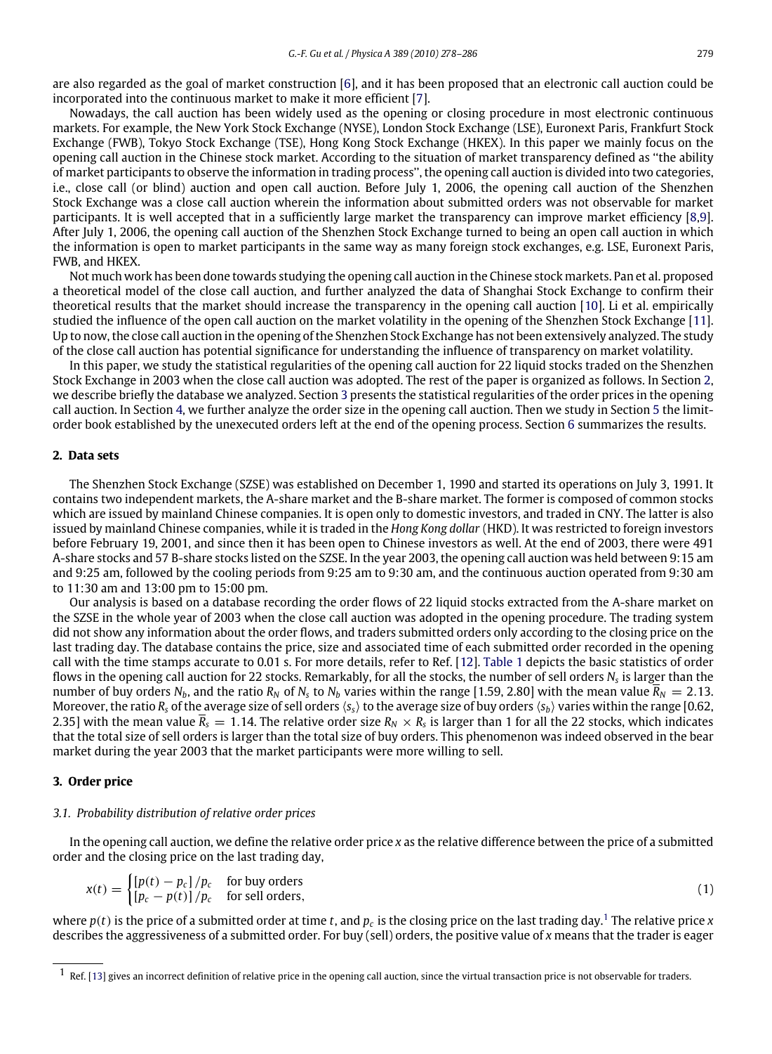are also regarded as the goal of market construction [6], and it has been proposed that an electronic call auction could be incorporated into the continuous market to make it more efficient [7].

Nowadays, the call auction has been widely used as the opening or closing procedure in most electronic continuous markets. For example, the New York Stock Exchange (NYSE), London Stock Exchange (LSE), Euronext Paris, Frankfurt Stock Exchange (FWB), Tokyo Stock Exchange (TSE), Hong Kong Stock Exchange (HKEX). In this paper we mainly focus on the opening call auction in the Chinese stock market. According to the situation of market transparency defined as "the ability of market participants to observe the information in trading process", the opening call auction is divided into two categories, i.e., close call (or blind) auction and open call auction. Before July 1, 2006, the opening call auction of the Shenzhen Stock Exchange was a close call auction wherein the information about submitted orders was not observable for market participants. It is well accepted that in a sufficiently large market the transparency can improve market efficiency [8,9]. After July 1, 2006, the opening call auction of the Shenzhen Stock Exchange turned to being an open call auction in which the information is open to market participants in the same way as many foreign stock exchanges, e.g. LSE, Euronext Paris, FWB, and HKEX.

Not much work has been done towards studying the opening call auction in the Chinese stock markets. Pan et al. proposed a theoretical model of the close call auction, and further analyzed the data of Shanghai Stock Exchange to confirm their theoretical results that the market should increase the transparency in the opening call auction [10]. Li et al. empirically studied the influence of the open call auction on the market volatility in the opening of the Shenzhen Stock Exchange [11]. Up to now, the close call auction in the opening of the Shenzhen Stock Exchange has not been extensively analyzed. The study of the close call auction has potential significance for understanding the influence of transparency on market volatility.

In this paper, we study the statistical regularities of the opening call auction for 22 liquid stocks traded on the Shenzhen Stock Exchange in 2003 when the close call auction was adopted. The rest of the paper is organized as follows. In Section 2, we describe briefly the database we analyzed. Section 3 presents the statistical regularities of the order prices in the opening call auction. In Section 4, we further analyze the order size in the opening call auction. Then we study in Section 5 the limit-order book established by the unexecuted orders left at the end of the opening process. Section 6 summarizes the results.

## 2. Data sets

The Shenzhen Stock Exchange (SZSE) was established on December 1, 1990 and started its operations on July 3, 1991. It contains two independent markets, the A-share market and the B-share market. The former is composed of common stocks which are issued by mainland Chinese companies. It is open only to domestic investors, and traded in CNY. The latter is also issued by mainland Chinese companies, while it is traded in the *Hong Kong dollar* (HKD). It was restricted to foreign investors before February 19, 2001, and since then it has been open to Chinese investors as well. At the end of 2003, there were 491 A-share stocks and 57 B-share stocks listed on the SZSE. In the year 2003, the opening call auction was held between 9:15 am and 9:25 am, followed by the cooling periods from 9:25 am to 9:30 am, and the continuous auction operated from 9:30 am to 11:30 am and 13:00 pm to 15:00 pm.

Our analysis is based on a database recording the order flows of 22 liquid stocks extracted from the A-share market on the SZSE in the whole year of 2003 when the close call auction was adopted in the opening procedure. The trading system did not show any information about the order flows, and traders submitted orders only according to the closing price on the last trading day. The database contains the price, size and associated time of each submitted order recorded in the opening call with the time stamps accurate to 0.01 s. For more details, refer to Ref. [12]. Table 1 depicts the basic statistics of order flows in the opening call auction for 22 stocks. Remarkably, for all the stocks, the number of sell orders $N_s$ is larger than the number of buy orders $N_b$, and the ratio $R_N$ of $N_s$ to $N_b$ varies within the range [1.59, 2.80] with the mean value $\overline{R}_N = 2.13$. Moreover, the ratio $R_s$ of the average size of sell orders $\langle s_s \rangle$ to the average size of buy orders $\langle s_b \rangle$ varies within the range [0.62, 2.35] with the mean value $\overline{R}_s = 1.14$. The relative order size $R_N \times R_s$ is larger than 1 for all the 22 stocks, which indicates that the total size of sell orders is larger than the total size of buy orders. This phenomenon was indeed observed in the bear market during the year 2003 that the market participants were more willing to sell.

## 3. Order price

### 3.1. Probability distribution of relative order prices

In the opening call auction, we define the relative order price $x$ as the relative difference between the price of a submitted order and the closing price on the last trading day,

$$x(t) = \begin{cases} [p(t) - p_c] / p_c & \text{for buy orders} \\ [p_c - p(t)] / p_c & \text{for sell orders,} \end{cases} \tag{1}$$

where $p(t)$ is the price of a submitted order at time $t$, and $p_c$ is the closing price on the last trading day.[1] The relative price $x$ describes the aggressiveness of a submitted order. For buy (sell) orders, the positive value of $x$ means that the trader is eager

[1] Ref. [13] gives an incorrect definition of relative price in the opening call auction, since the virtual transaction price is not observable for traders.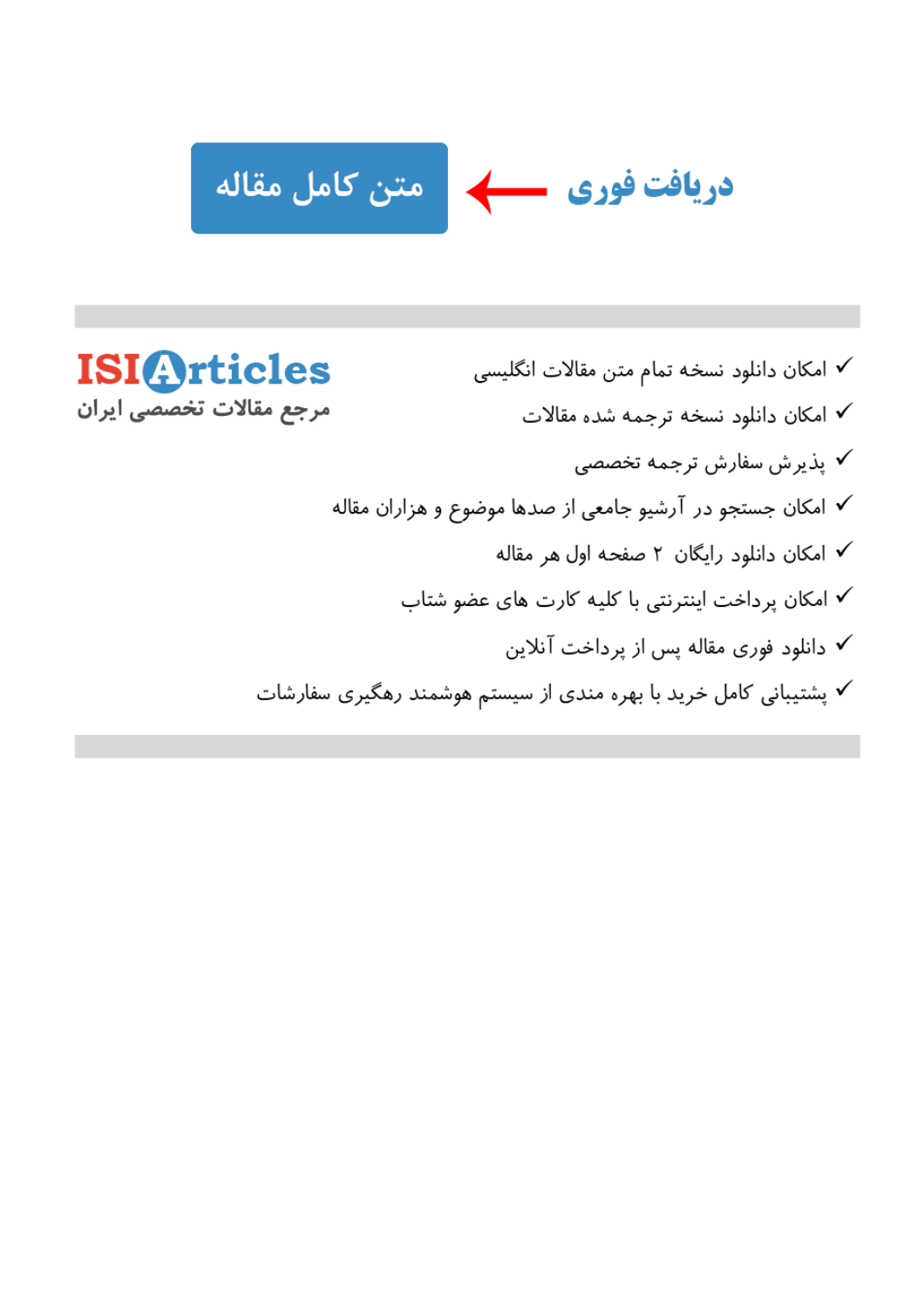**متن کامل مقاله** ← **دریافت فوری**

**ISIArticles**
مرجع مقالات تخصصی ایران

- ✓ امکان دانلود نسخه تمام متن مقالات انگلیسی
- ✓ امکان دانلود نسخه ترجمه شده مقالات
- ✓ پذیرش سفارش ترجمه تخصصی
- ✓ امکان جستجو در آرشیو جامعی از صدها موضوع و هزاران مقاله
- ✓ امکان دانلود رایگان ۲ صفحه اول هر مقاله
- ✓ امکان پرداخت اینترنتی با کلیه کارت های عضو شتاب
- ✓ دانلود فوری مقاله پس از پرداخت آنلاین
- ✓ پشتیبانی کامل خرید با بهره مندی از سیستم هوشمند رهگیری سفارشات